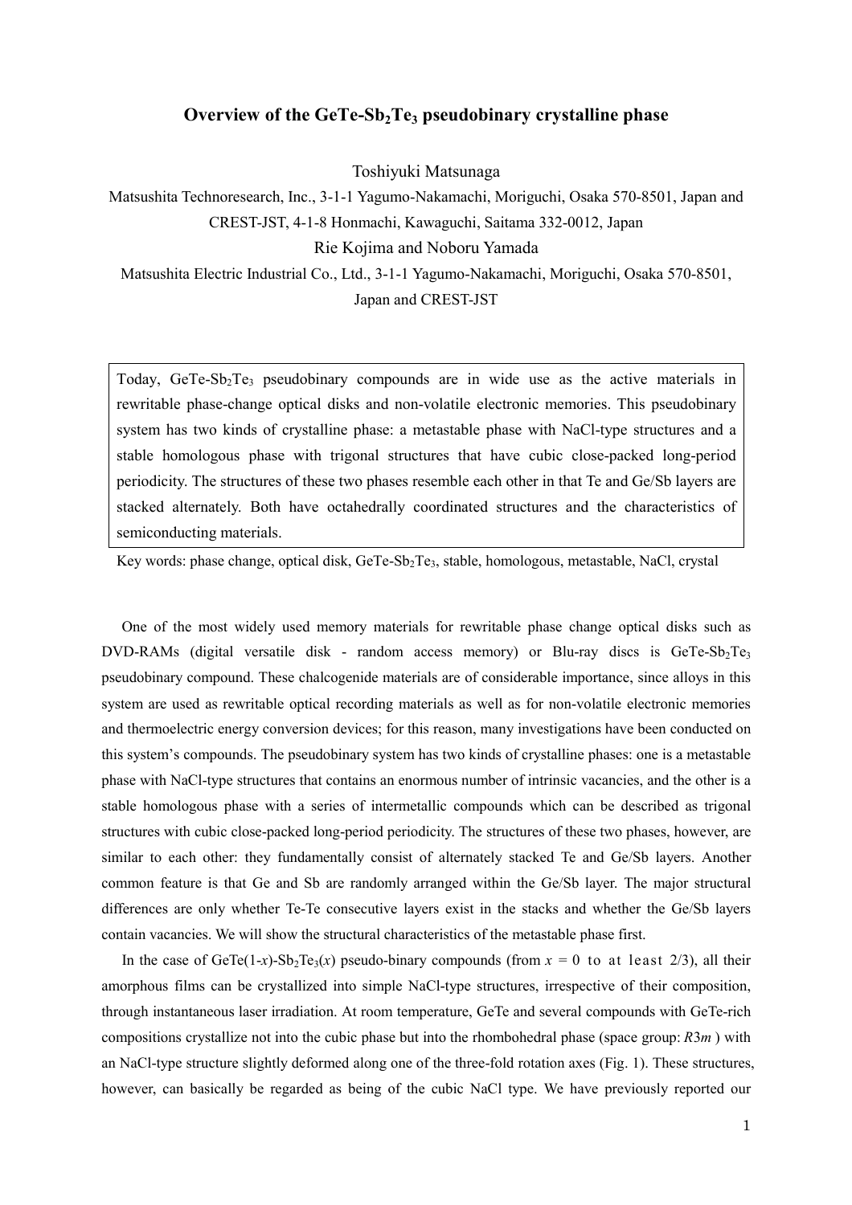# Overview of the GeTe-$Sb_2Te_3$ pseudobinary crystalline phase

Toshiyuki Matsunaga

Matsushita Technoresearch, Inc., 3-1-1 Yagumo-Nakamachi, Moriguchi, Osaka 570-8501, Japan and CREST-JST, 4-1-8 Honmachi, Kawaguchi, Saitama 332-0012, Japan

Rie Kojima and Noboru Yamada

Matsushita Electric Industrial Co., Ltd., 3-1-1 Yagumo-Nakamachi, Moriguchi, Osaka 570-8501, Japan and CREST-JST

> Today, GeTe-$Sb_2Te_3$ pseudobinary compounds are in wide use as the active materials in rewritable phase-change optical disks and non-volatile electronic memories. This pseudobinary system has two kinds of crystalline phase: a metastable phase with NaCl-type structures and a stable homologous phase with trigonal structures that have cubic close-packed long-period periodicity. The structures of these two phases resemble each other in that Te and Ge/Sb layers are stacked alternately. Both have octahedrally coordinated structures and the characteristics of semiconducting materials.

Key words: phase change, optical disk, GeTe-$Sb_2Te_3$, stable, homologous, metastable, NaCl, crystal

One of the most widely used memory materials for rewritable phase change optical disks such as DVD-RAMs (digital versatile disk - random access memory) or Blu-ray discs is GeTe-$Sb_2Te_3$ pseudobinary compound. These chalcogenide materials are of considerable importance, since alloys in this system are used as rewritable optical recording materials as well as for non-volatile electronic memories and thermoelectric energy conversion devices; for this reason, many investigations have been conducted on this system's compounds. The pseudobinary system has two kinds of crystalline phases: one is a metastable phase with NaCl-type structures that contains an enormous number of intrinsic vacancies, and the other is a stable homologous phase with a series of intermetallic compounds which can be described as trigonal structures with cubic close-packed long-period periodicity. The structures of these two phases, however, are similar to each other: they fundamentally consist of alternately stacked Te and Ge/Sb layers. Another common feature is that Ge and Sb are randomly arranged within the Ge/Sb layer. The major structural differences are only whether Te-Te consecutive layers exist in the stacks and whether the Ge/Sb layers contain vacancies. We will show the structural characteristics of the metastable phase first.

In the case of GeTe($1-x$)-$Sb_2Te_3$($x$) pseudo-binary compounds (from $x$ = 0 to at least 2/3), all their amorphous films can be crystallized into simple NaCl-type structures, irrespective of their composition, through instantaneous laser irradiation. At room temperature, GeTe and several compounds with GeTe-rich compositions crystallize not into the cubic phase but into the rhombohedral phase (space group: $R3m$ ) with an NaCl-type structure slightly deformed along one of the three-fold rotation axes (Fig. 1). These structures, however, can basically be regarded as being of the cubic NaCl type. We have previously reported our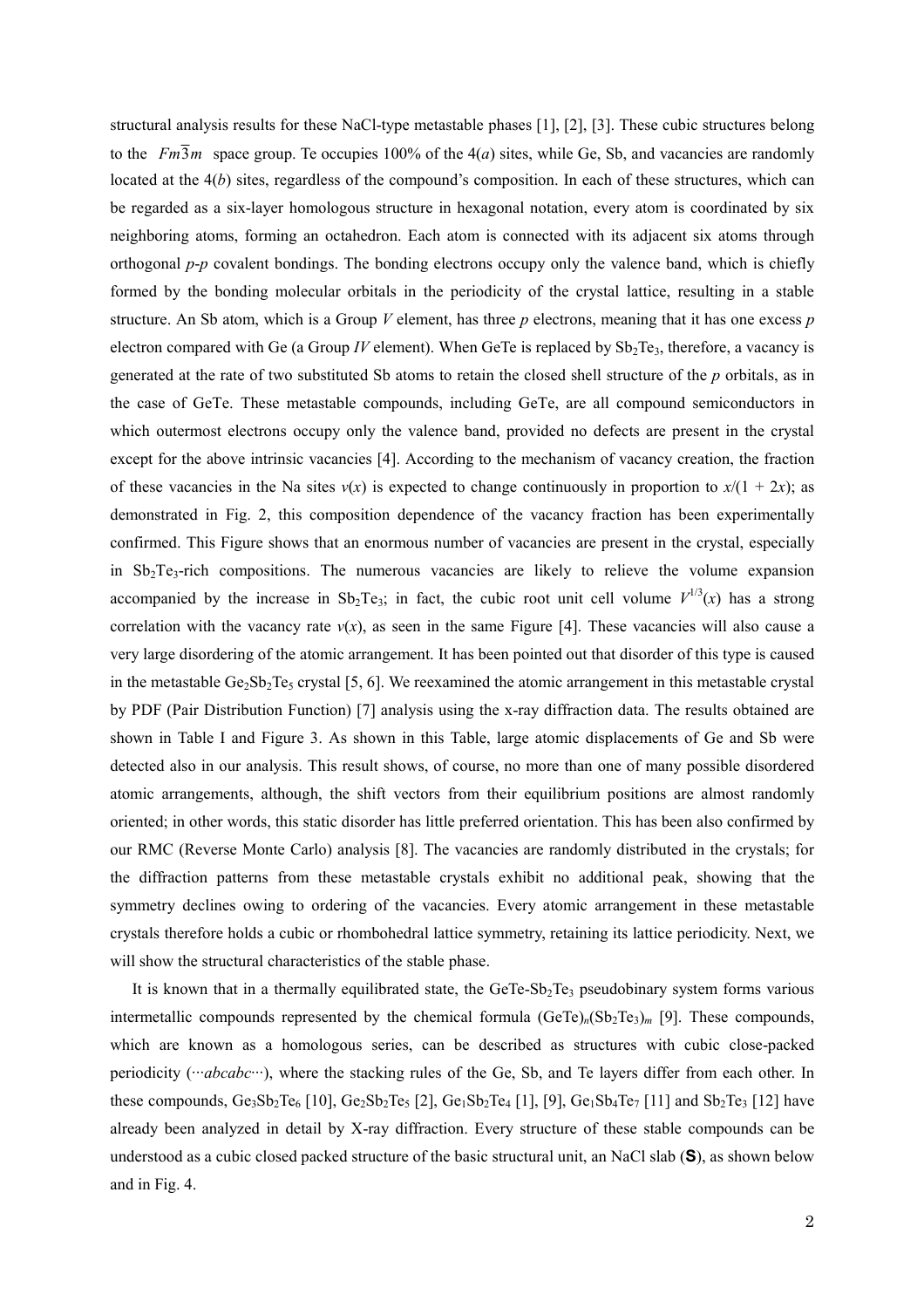structural analysis results for these NaCl-type metastable phases [1], [2], [3]. These cubic structures belong to the $Fm\overline{3}m$ space group. Te occupies 100% of the 4(*a*) sites, while Ge, Sb, and vacancies are randomly located at the 4(*b*) sites, regardless of the compound's composition. In each of these structures, which can be regarded as a six-layer homologous structure in hexagonal notation, every atom is coordinated by six neighboring atoms, forming an octahedron. Each atom is connected with its adjacent six atoms through orthogonal *p*-*p* covalent bondings. The bonding electrons occupy only the valence band, which is chiefly formed by the bonding molecular orbitals in the periodicity of the crystal lattice, resulting in a stable structure. An Sb atom, which is a Group *V* element, has three *p* electrons, meaning that it has one excess *p* electron compared with Ge (a Group *IV* element). When GeTe is replaced by $Sb_2Te_3$, therefore, a vacancy is generated at the rate of two substituted Sb atoms to retain the closed shell structure of the *p* orbitals, as in the case of GeTe. These metastable compounds, including GeTe, are all compound semiconductors in which outermost electrons occupy only the valence band, provided no defects are present in the crystal except for the above intrinsic vacancies [4]. According to the mechanism of vacancy creation, the fraction of these vacancies in the Na sites $v(x)$ is expected to change continuously in proportion to $x/(1 + 2x)$; as demonstrated in Fig. 2, this composition dependence of the vacancy fraction has been experimentally confirmed. This Figure shows that an enormous number of vacancies are present in the crystal, especially in $Sb_2Te_3$-rich compositions. The numerous vacancies are likely to relieve the volume expansion accompanied by the increase in $Sb_2Te_3$; in fact, the cubic root unit cell volume $V^{1/3}(x)$ has a strong correlation with the vacancy rate $v(x)$, as seen in the same Figure [4]. These vacancies will also cause a very large disordering of the atomic arrangement. It has been pointed out that disorder of this type is caused in the metastable $Ge_2Sb_2Te_5$ crystal [5, 6]. We reexamined the atomic arrangement in this metastable crystal by PDF (Pair Distribution Function) [7] analysis using the x-ray diffraction data. The results obtained are shown in Table I and Figure 3. As shown in this Table, large atomic displacements of Ge and Sb were detected also in our analysis. This result shows, of course, no more than one of many possible disordered atomic arrangements, although, the shift vectors from their equilibrium positions are almost randomly oriented; in other words, this static disorder has little preferred orientation. This has been also confirmed by our RMC (Reverse Monte Carlo) analysis [8]. The vacancies are randomly distributed in the crystals; for the diffraction patterns from these metastable crystals exhibit no additional peak, showing that the symmetry declines owing to ordering of the vacancies. Every atomic arrangement in these metastable crystals therefore holds a cubic or rhombohedral lattice symmetry, retaining its lattice periodicity. Next, we will show the structural characteristics of the stable phase.

It is known that in a thermally equilibrated state, the GeTe-$Sb_2Te_3$ pseudobinary system forms various intermetallic compounds represented by the chemical formula $(GeTe)_n(Sb_2Te_3)_m$ [9]. These compounds, which are known as a homologous series, can be described as structures with cubic close-packed periodicity (···*abcabc*···), where the stacking rules of the Ge, Sb, and Te layers differ from each other. In these compounds, $Ge_3Sb_2Te_6$ [10], $Ge_2Sb_2Te_5$ [2], $Ge_1Sb_2Te_4$ [1], [9], $Ge_1Sb_4Te_7$ [11] and $Sb_2Te_3$ [12] have already been analyzed in detail by X-ray diffraction. Every structure of these stable compounds can be understood as a cubic closed packed structure of the basic structural unit, an NaCl slab (**S**), as shown below and in Fig. 4.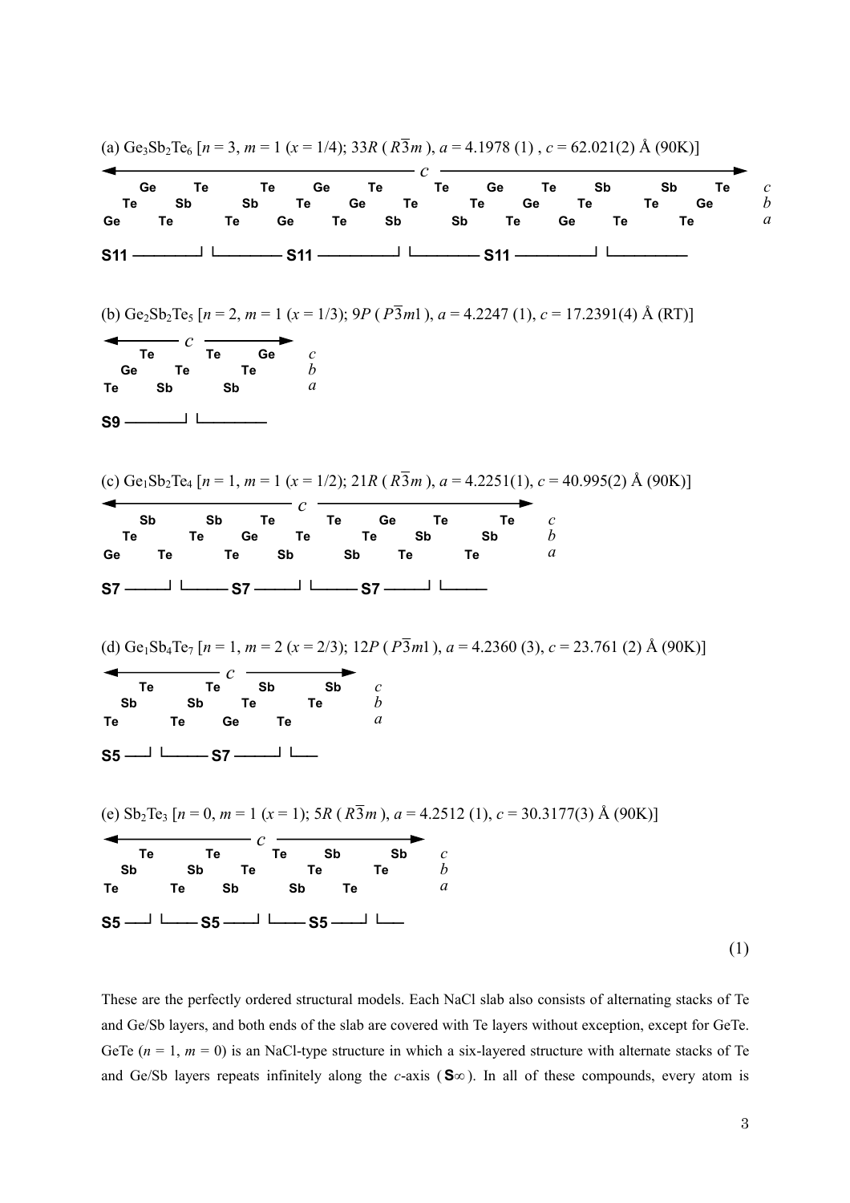(a) $Ge_3Sb_2Te_6$ [$n$ = 3, $m$ = 1 ($x$ = 1/4); 33$R$ ($R\overline{3}m$), $a$ = 4.1978 (1) , $c$ = 62.021(2) Å (90K)]

```
◄──────────────────────────────────────────── c ────────────────────────────────────────────►
    Ge      Te       Te      Ge      Te       Te      Ge      Te      Sb       Sb      Te      c
  Te      Sb       Sb      Te      Ge      Te       Te      Ge      Te       Te      Ge       b
Ge      Te       Te      Ge      Te      Sb       Sb      Te      Ge      Te       Te         a

S11 ─────────┘ └───────── S11 ──────────┘ └───────── S11 ──────────┘ └──────────
```

(b) $Ge_2Sb_2Te_5$ [$n$ = 2, $m$ = 1 ($x$ = 1/3); 9$P$ ($P\overline{3}m1$), $a$ = 4.2247 (1), $c$ = 17.2391(4) Å (RT)]

```
◄────── c ──────►
    Te      Te     Ge     c
  Ge     Te      Te       b
Te     Sb      Sb         a

S9 ───────┘ └────────
```

(c) $Ge_1Sb_2Te_4$ [$n$ = 1, $m$ = 1 ($x$ = 1/2); 21$R$ ($R\overline{3}m$), $a$ = 4.2251(1), $c$ = 40.995(2) Å (90K)]

```
◄──────────────────── c ────────────────────►
    Sb      Sb     Te       Te     Ge     Te      Te      c
  Te      Te     Ge     Te      Te     Sb      Sb         b
Ge     Te      Te     Sb      Sb     Te      Te           a

S7 ─────┘ └────── S7 ──────┘ └────── S7 ──────┘ └──────
```

(d) $Ge_1Sb_4Te_7$ [$n$ = 1, $m$ = 2 ($x$ = 2/3); 12$P$ ($P\overline{3}m1$), $a$ = 4.2360 (3), $c$ = 23.761 (2) Å (90K)]

```
◄────────── c ──────────►
    Te      Te     Sb      Sb      c
  Sb      Sb     Te      Te        b
Te      Te     Ge     Te           a

S5 ──┘ └────── S7 ──────┘ └──
```

(e) $Sb_2Te_3$ [$n$ = 0, $m$ = 1 ($x$ = 1); 5$R$ ($R\overline{3}m$), $a$ = 4.2512 (1), $c$ = 30.3177(3) Å (90K)]

```
◄───────────── c ─────────────►
    Te      Te      Te     Sb      Sb      c
  Sb      Sb     Te      Te      Te        b
Te      Te     Sb      Sb     Te           a

S5 ──┘ └──── S5 ────┘ └──── S5 ────┘ └──
```

(1)

These are the perfectly ordered structural models. Each NaCl slab also consists of alternating stacks of Te and Ge/Sb layers, and both ends of the slab are covered with Te layers without exception, except for GeTe. GeTe ($n$ = 1, $m$ = 0) is an NaCl-type structure in which a six-layered structure with alternate stacks of Te and Ge/Sb layers repeats infinitely along the $c$-axis (**S**∞). In all of these compounds, every atom is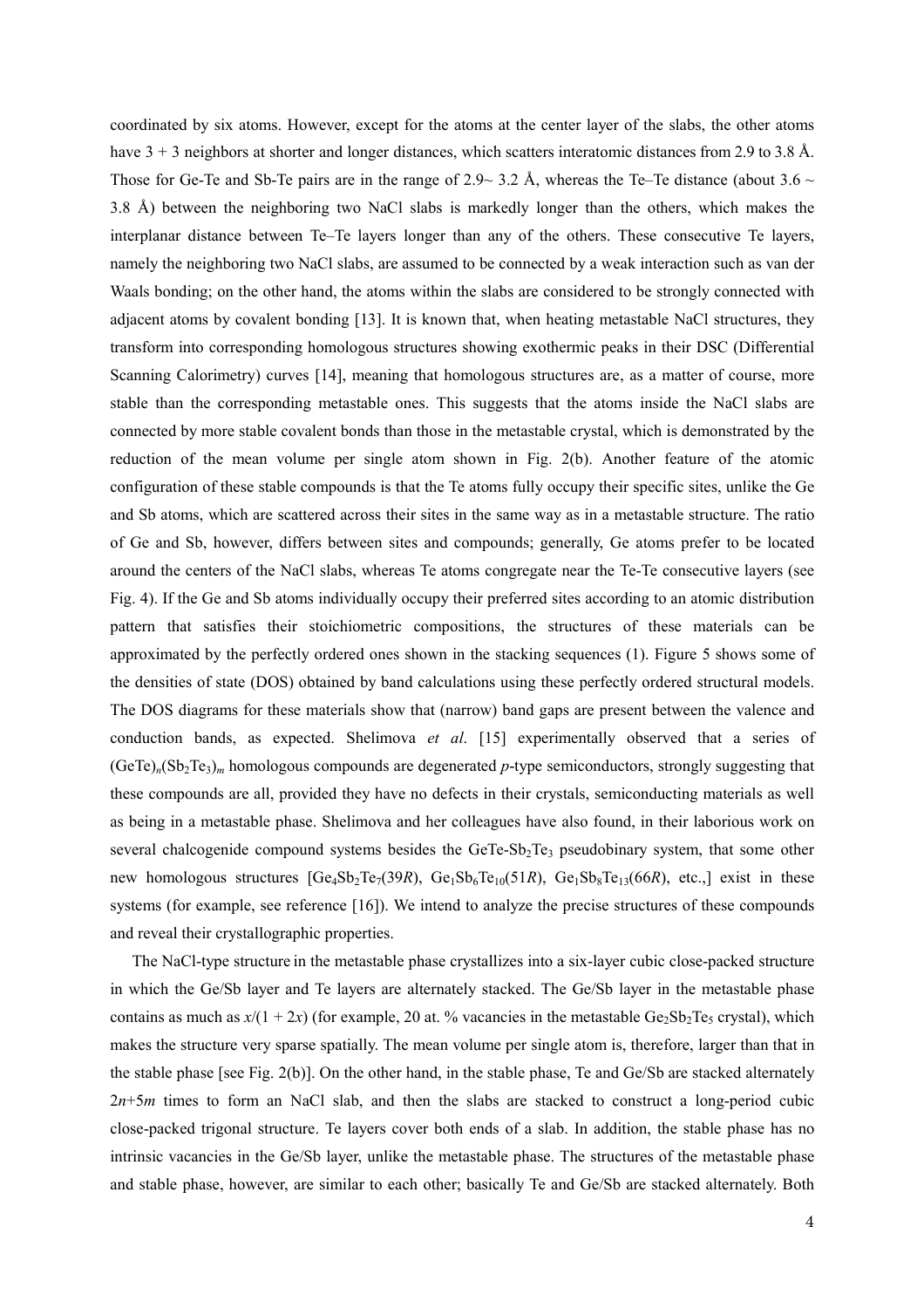coordinated by six atoms. However, except for the atoms at the center layer of the slabs, the other atoms have 3 + 3 neighbors at shorter and longer distances, which scatters interatomic distances from 2.9 to 3.8 Å. Those for Ge-Te and Sb-Te pairs are in the range of 2.9~ 3.2 Å, whereas the Te–Te distance (about 3.6 ~ 3.8 Å) between the neighboring two NaCl slabs is markedly longer than the others, which makes the interplanar distance between Te–Te layers longer than any of the others. These consecutive Te layers, namely the neighboring two NaCl slabs, are assumed to be connected by a weak interaction such as van der Waals bonding; on the other hand, the atoms within the slabs are considered to be strongly connected with adjacent atoms by covalent bonding [13]. It is known that, when heating metastable NaCl structures, they transform into corresponding homologous structures showing exothermic peaks in their DSC (Differential Scanning Calorimetry) curves [14], meaning that homologous structures are, as a matter of course, more stable than the corresponding metastable ones. This suggests that the atoms inside the NaCl slabs are connected by more stable covalent bonds than those in the metastable crystal, which is demonstrated by the reduction of the mean volume per single atom shown in Fig. 2(b). Another feature of the atomic configuration of these stable compounds is that the Te atoms fully occupy their specific sites, unlike the Ge and Sb atoms, which are scattered across their sites in the same way as in a metastable structure. The ratio of Ge and Sb, however, differs between sites and compounds; generally, Ge atoms prefer to be located around the centers of the NaCl slabs, whereas Te atoms congregate near the Te-Te consecutive layers (see Fig. 4). If the Ge and Sb atoms individually occupy their preferred sites according to an atomic distribution pattern that satisfies their stoichiometric compositions, the structures of these materials can be approximated by the perfectly ordered ones shown in the stacking sequences (1). Figure 5 shows some of the densities of state (DOS) obtained by band calculations using these perfectly ordered structural models. The DOS diagrams for these materials show that (narrow) band gaps are present between the valence and conduction bands, as expected. Shelimova *et al*. [15] experimentally observed that a series of $(GeTe)_n(Sb_2Te_3)_m$ homologous compounds are degenerated *p*-type semiconductors, strongly suggesting that these compounds are all, provided they have no defects in their crystals, semiconducting materials as well as being in a metastable phase. Shelimova and her colleagues have also found, in their laborious work on several chalcogenide compound systems besides the GeTe-$Sb_2Te_3$ pseudobinary system, that some other new homologous structures [$Ge_4Sb_2Te_7$(39*R*), $Ge_1Sb_6Te_{10}$(51*R*), $Ge_1Sb_8Te_{13}$(66*R*), etc.,] exist in these systems (for example, see reference [16]). We intend to analyze the precise structures of these compounds and reveal their crystallographic properties.

The NaCl-type structure in the metastable phase crystallizes into a six-layer cubic close-packed structure in which the Ge/Sb layer and Te layers are alternately stacked. The Ge/Sb layer in the metastable phase contains as much as $x/(1 + 2x)$ (for example, 20 at. % vacancies in the metastable $Ge_2Sb_2Te_5$ crystal), which makes the structure very sparse spatially. The mean volume per single atom is, therefore, larger than that in the stable phase [see Fig. 2(b)]. On the other hand, in the stable phase, Te and Ge/Sb are stacked alternately $2n+5m$ times to form an NaCl slab, and then the slabs are stacked to construct a long-period cubic close-packed trigonal structure. Te layers cover both ends of a slab. In addition, the stable phase has no intrinsic vacancies in the Ge/Sb layer, unlike the metastable phase. The structures of the metastable phase and stable phase, however, are similar to each other; basically Te and Ge/Sb are stacked alternately. Both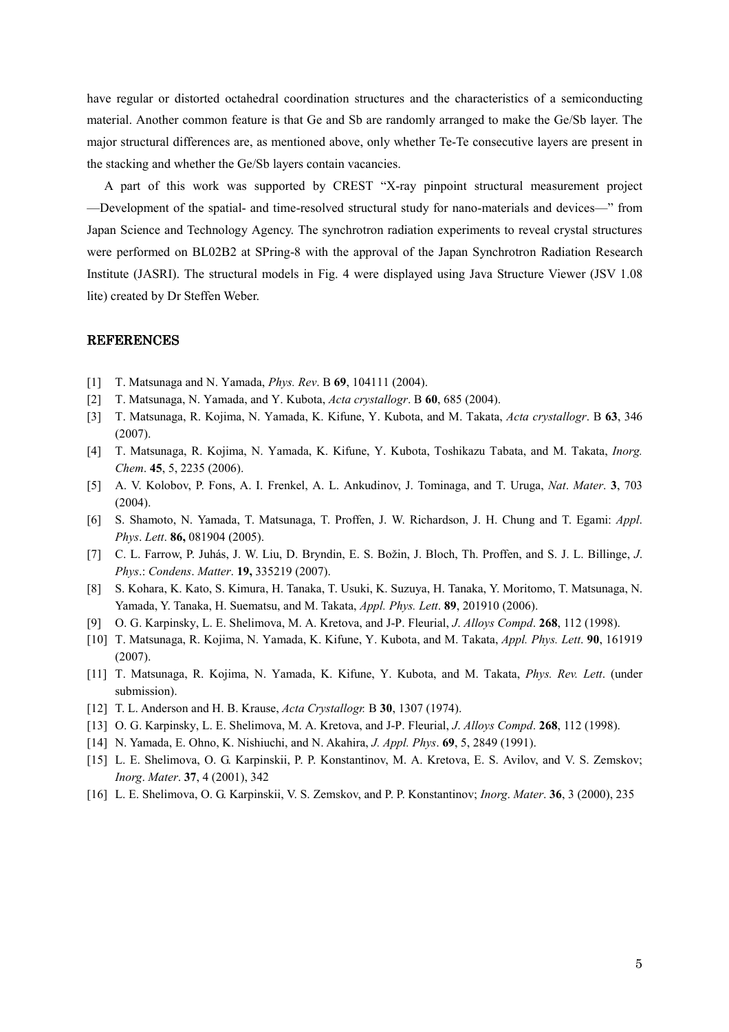have regular or distorted octahedral coordination structures and the characteristics of a semiconducting material. Another common feature is that Ge and Sb are randomly arranged to make the Ge/Sb layer. The major structural differences are, as mentioned above, only whether Te-Te consecutive layers are present in the stacking and whether the Ge/Sb layers contain vacancies.

A part of this work was supported by CREST "X-ray pinpoint structural measurement project —Development of the spatial- and time-resolved structural study for nano-materials and devices—" from Japan Science and Technology Agency. The synchrotron radiation experiments to reveal crystal structures were performed on BL02B2 at SPring-8 with the approval of the Japan Synchrotron Radiation Research Institute (JASRI). The structural models in Fig. 4 were displayed using Java Structure Viewer (JSV 1.08 lite) created by Dr Steffen Weber.

## REFERENCES

[1] T. Matsunaga and N. Yamada, *Phys. Rev*. B **69**, 104111 (2004).

[2] T. Matsunaga, N. Yamada, and Y. Kubota, *Acta crystallogr*. B **60**, 685 (2004).

[3] T. Matsunaga, R. Kojima, N. Yamada, K. Kifune, Y. Kubota, and M. Takata, *Acta crystallogr*. B **63**, 346 (2007).

[4] T. Matsunaga, R. Kojima, N. Yamada, K. Kifune, Y. Kubota, Toshikazu Tabata, and M. Takata, *Inorg. Chem*. **45**, 5, 2235 (2006).

[5] A. V. Kolobov, P. Fons, A. I. Frenkel, A. L. Ankudinov, J. Tominaga, and T. Uruga, *Nat*. *Mater*. **3**, 703 (2004).

[6] S. Shamoto, N. Yamada, T. Matsunaga, T. Proffen, J. W. Richardson, J. H. Chung and T. Egami: *Appl*. *Phys*. *Lett*. **86,** 081904 (2005).

[7] C. L. Farrow, P. Juhás, J. W. Liu, D. Bryndin, E. S. Božin, J. Bloch, Th. Proffen, and S. J. L. Billinge, *J. Phys*.: *Condens*. *Matter*. **19,** 335219 (2007).

[8] S. Kohara, K. Kato, S. Kimura, H. Tanaka, T. Usuki, K. Suzuya, H. Tanaka, Y. Moritomo, T. Matsunaga, N. Yamada, Y. Tanaka, H. Suematsu, and M. Takata, *Appl. Phys. Lett*. **89**, 201910 (2006).

[9] O. G. Karpinsky, L. E. Shelimova, M. A. Kretova, and J-P. Fleurial, *J. Alloys Compd*. **268**, 112 (1998).

[10] T. Matsunaga, R. Kojima, N. Yamada, K. Kifune, Y. Kubota, and M. Takata, *Appl. Phys. Lett*. **90**, 161919 (2007).

[11] T. Matsunaga, R. Kojima, N. Yamada, K. Kifune, Y. Kubota, and M. Takata, *Phys. Rev. Lett*. (under submission).

[12] T. L. Anderson and H. B. Krause, *Acta Crystallogr.* B **30**, 1307 (1974).

[13] O. G. Karpinsky, L. E. Shelimova, M. A. Kretova, and J-P. Fleurial, *J. Alloys Compd*. **268**, 112 (1998).

[14] N. Yamada, E. Ohno, K. Nishiuchi, and N. Akahira, *J. Appl. Phys*. **69**, 5, 2849 (1991).

[15] L. E. Shelimova, O. G. Karpinskii, P. P. Konstantinov, M. A. Kretova, E. S. Avilov, and V. S. Zemskov; *Inorg*. *Mater*. **37**, 4 (2001), 342

[16] L. E. Shelimova, O. G. Karpinskii, V. S. Zemskov, and P. P. Konstantinov; *Inorg*. *Mater*. **36**, 3 (2000), 235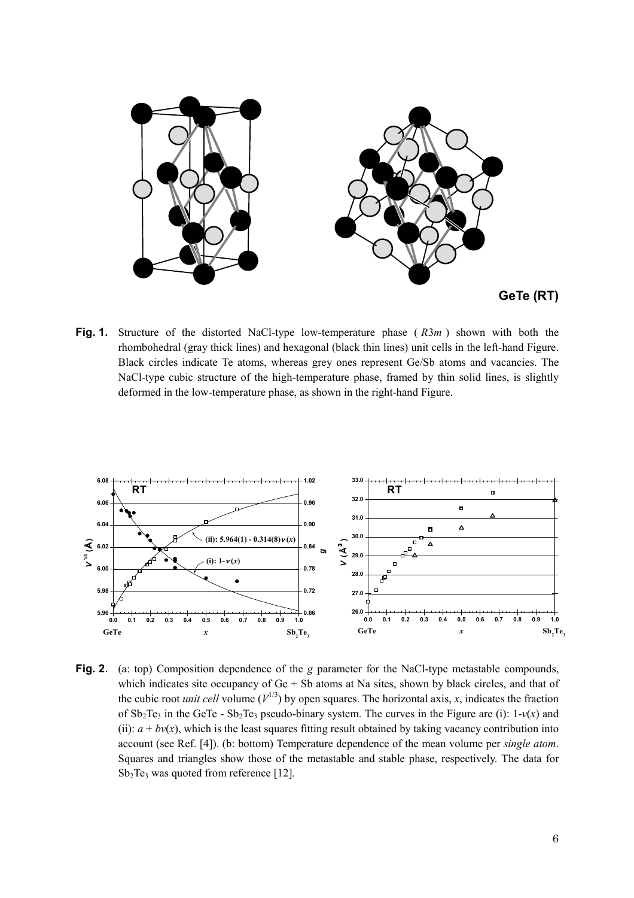GeTe (RT)

**Fig. 1.** Structure of the distorted NaCl-type low-temperature phase ( $R3m$ ) shown with both the rhombohedral (gray thick lines) and hexagonal (black thin lines) unit cells in the left-hand Figure. Black circles indicate Te atoms, whereas grey ones represent Ge/Sb atoms and vacancies. The NaCl-type cubic structure of the high-temperature phase, framed by thin solid lines, is slightly deformed in the low-temperature phase, as shown in the right-hand Figure.

**Fig. 2**. (a: top) Composition dependence of the $g$ parameter for the NaCl-type metastable compounds, which indicates site occupancy of Ge + Sb atoms at Na sites, shown by black circles, and that of the cubic root *unit cell* volume ($V^{1/3}$) by open squares. The horizontal axis, $x$, indicates the fraction of $Sb_2Te_3$ in the GeTe - $Sb_2Te_3$ pseudo-binary system. The curves in the Figure are (i): $1\text{-}v(x)$ and (ii): $a + bv(x)$, which is the least squares fitting result obtained by taking vacancy contribution into account (see Ref. [4]). (b: bottom) Temperature dependence of the mean volume per *single atom*. Squares and triangles show those of the metastable and stable phase, respectively. The data for $Sb_2Te_3$ was quoted from reference [12].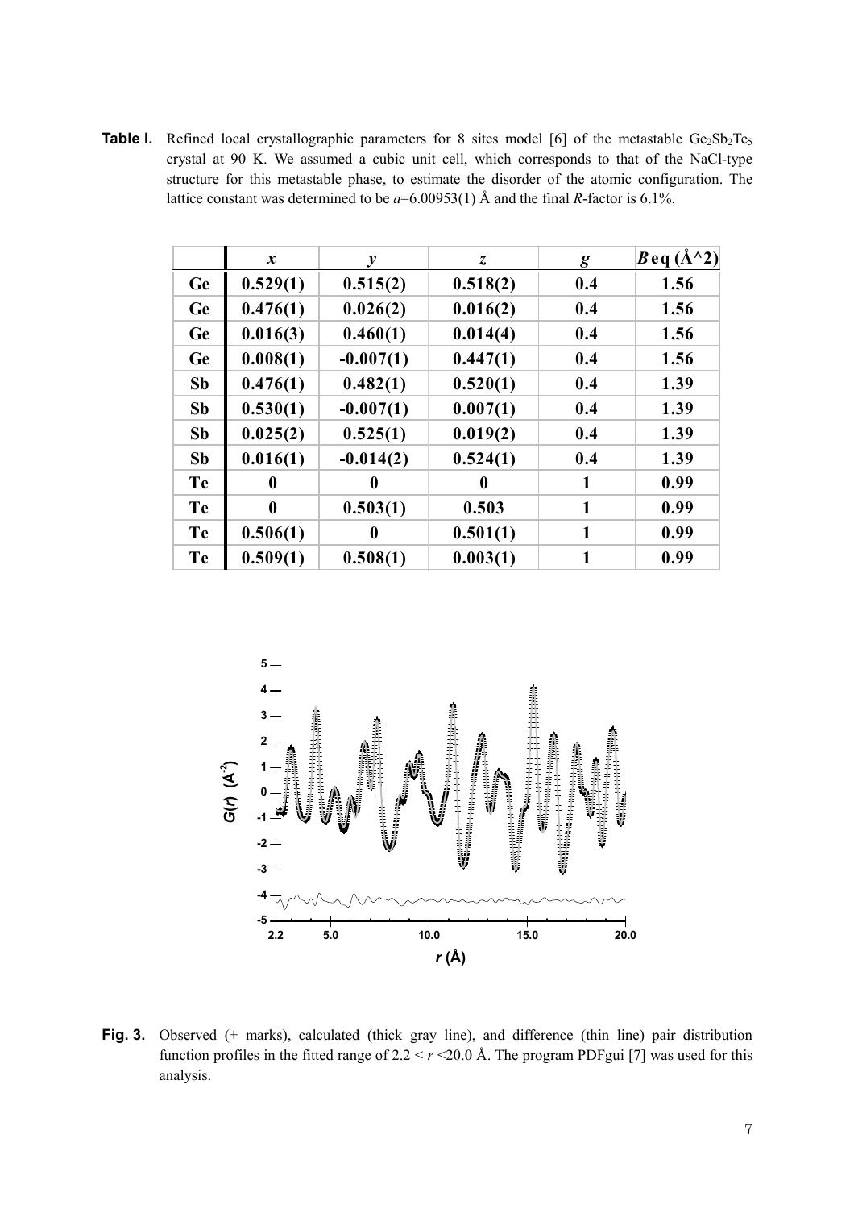**Table I.** Refined local crystallographic parameters for 8 sites model [6] of the metastable $Ge_2Sb_2Te_5$ crystal at 90 K. We assumed a cubic unit cell, which corresponds to that of the NaCl-type structure for this metastable phase, to estimate the disorder of the atomic configuration. The lattice constant was determined to be $a$=6.00953(1) Å and the final $R$-factor is 6.1%.

| | *x* | *y* | *z* | *g* | *B*eq (Å^2) |
|---|---|---|---|---|---|
| Ge | 0.529(1) | 0.515(2) | 0.518(2) | 0.4 | 1.56 |
| Ge | 0.476(1) | 0.026(2) | 0.016(2) | 0.4 | 1.56 |
| Ge | 0.016(3) | 0.460(1) | 0.014(4) | 0.4 | 1.56 |
| Ge | 0.008(1) | -0.007(1) | 0.447(1) | 0.4 | 1.56 |
| Sb | 0.476(1) | 0.482(1) | 0.520(1) | 0.4 | 1.39 |
| Sb | 0.530(1) | -0.007(1) | 0.007(1) | 0.4 | 1.39 |
| Sb | 0.025(2) | 0.525(1) | 0.019(2) | 0.4 | 1.39 |
| Sb | 0.016(1) | -0.014(2) | 0.524(1) | 0.4 | 1.39 |
| Te | 0 | 0 | 0 | 1 | 0.99 |
| Te | 0 | 0.503(1) | 0.503 | 1 | 0.99 |
| Te | 0.506(1) | 0 | 0.501(1) | 1 | 0.99 |
| Te | 0.509(1) | 0.508(1) | 0.003(1) | 1 | 0.99 |

**Fig. 3.** Observed (+ marks), calculated (thick gray line), and difference (thin line) pair distribution function profiles in the fitted range of $2.2 < r < 20.0$ Å. The program PDFgui [7] was used for this analysis.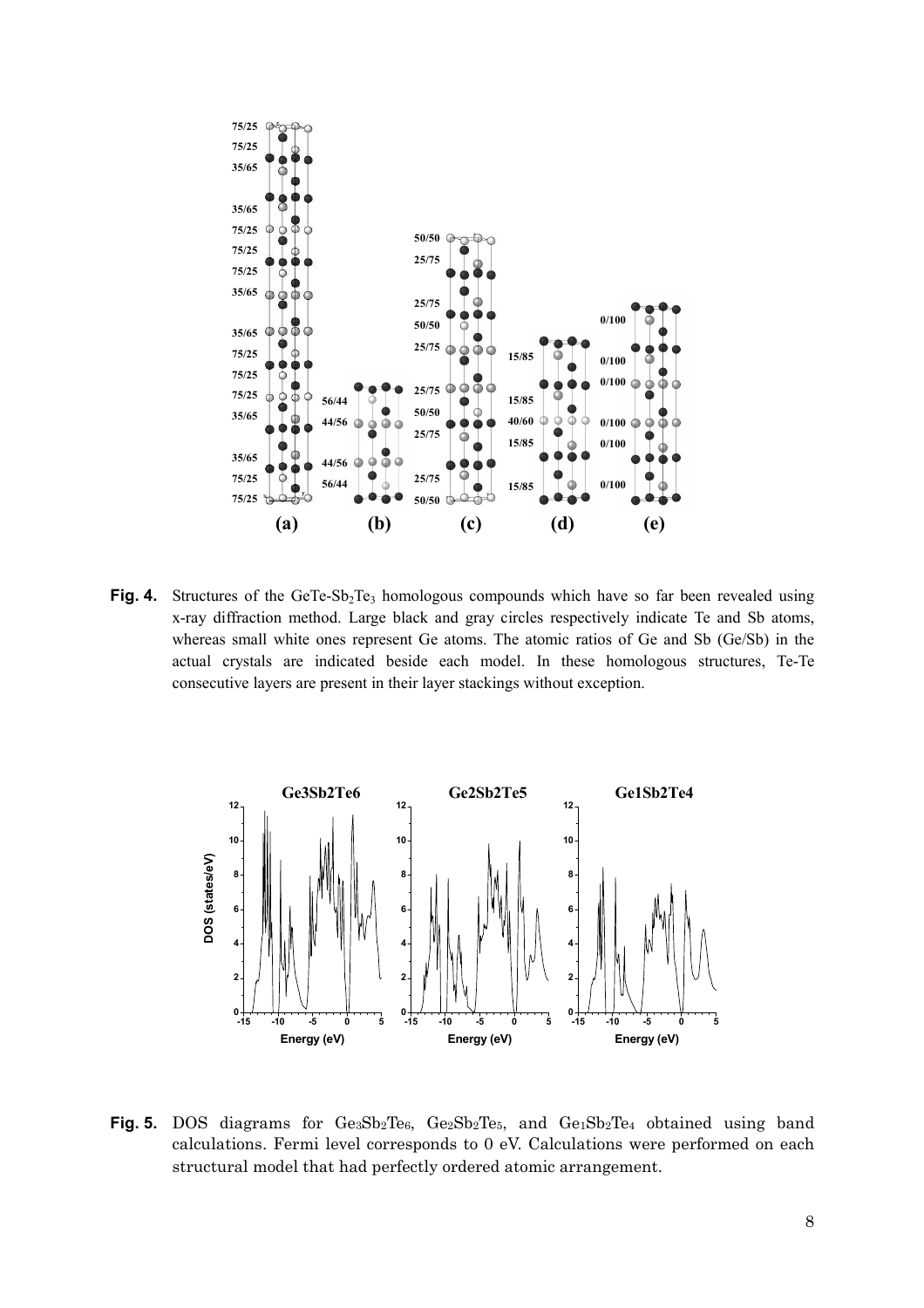**Fig. 4.** Structures of the GeTe-$Sb_2Te_3$ homologous compounds which have so far been revealed using x-ray diffraction method. Large black and gray circles respectively indicate Te and Sb atoms, whereas small white ones represent Ge atoms. The atomic ratios of Ge and Sb (Ge/Sb) in the actual crystals are indicated beside each model. In these homologous structures, Te-Te consecutive layers are present in their layer stackings without exception.

**Fig. 5.** DOS diagrams for $Ge_3Sb_2Te_6$, $Ge_2Sb_2Te_5$, and $Ge_1Sb_2Te_4$ obtained using band calculations. Fermi level corresponds to 0 eV. Calculations were performed on each structural model that had perfectly ordered atomic arrangement.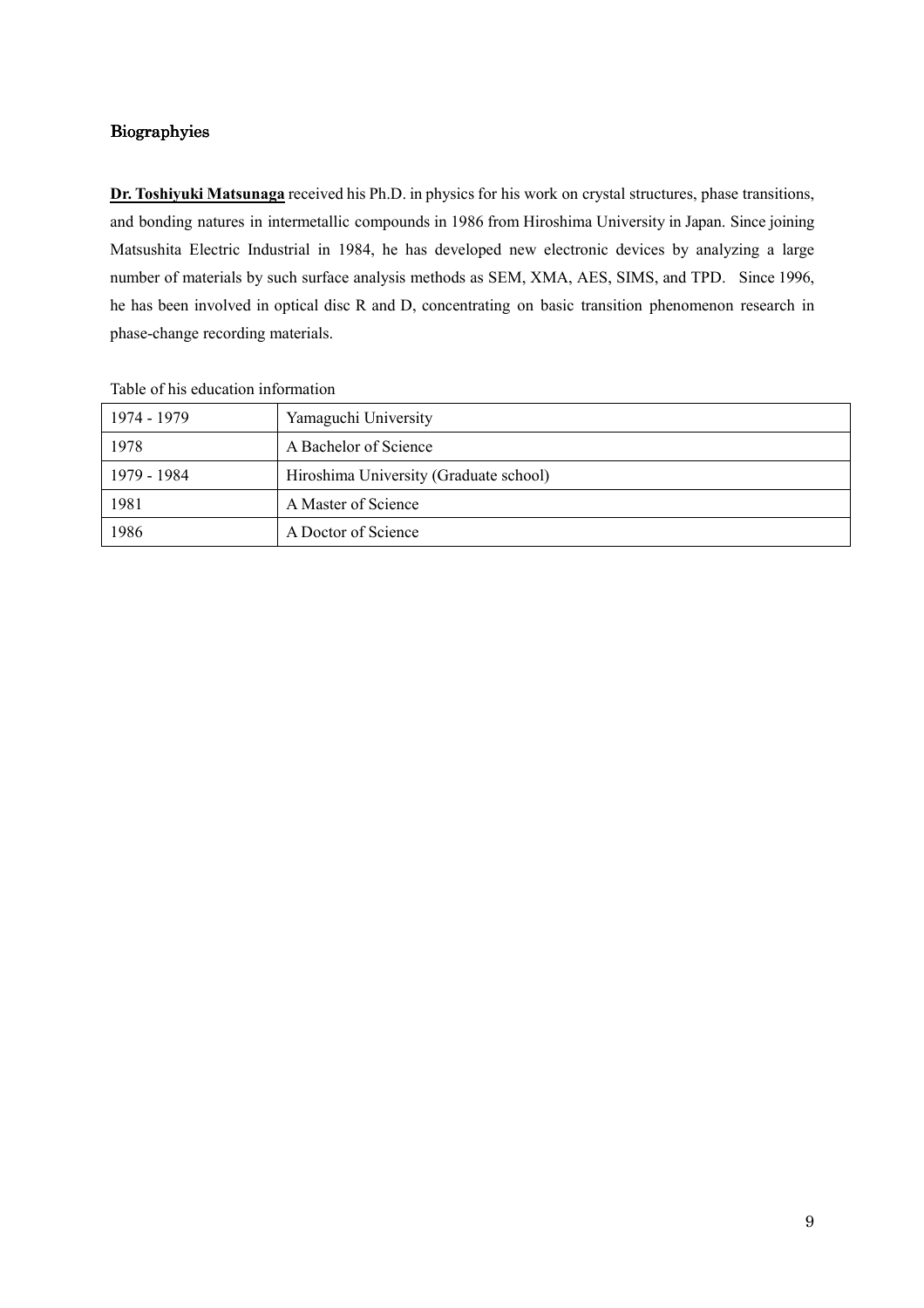## Biographyies

**Dr. Toshiyuki Matsunaga** received his Ph.D. in physics for his work on crystal structures, phase transitions, and bonding natures in intermetallic compounds in 1986 from Hiroshima University in Japan. Since joining Matsushita Electric Industrial in 1984, he has developed new electronic devices by analyzing a large number of materials by such surface analysis methods as SEM, XMA, AES, SIMS, and TPD. Since 1996, he has been involved in optical disc R and D, concentrating on basic transition phenomenon research in phase-change recording materials.

Table of his education information

| | |
|---|---|
| 1974 - 1979 | Yamaguchi University |
| 1978 | A Bachelor of Science |
| 1979 - 1984 | Hiroshima University (Graduate school) |
| 1981 | A Master of Science |
| 1986 | A Doctor of Science |